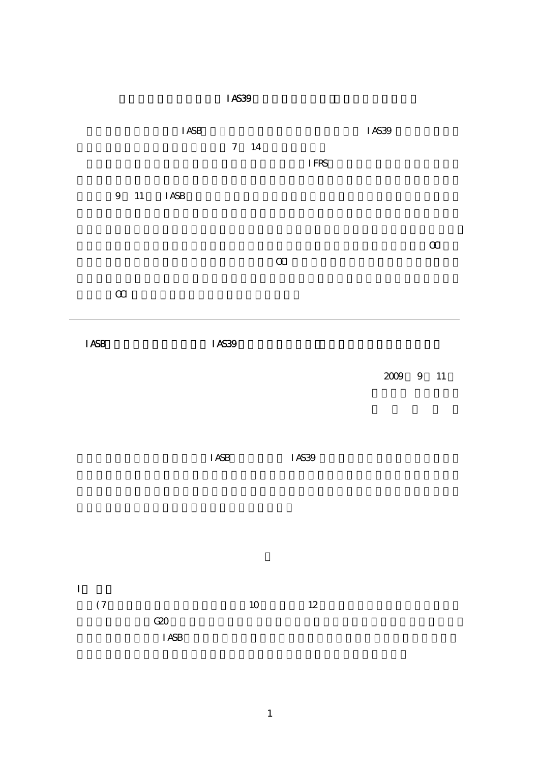IAS39

IASB IAS39

7 14

IFRS

9 11 IASB

OCI

OCI

OCI

---

IASB IAS39

2009 9 11

IASB IAS39

I

(7 10 12

G20

IASB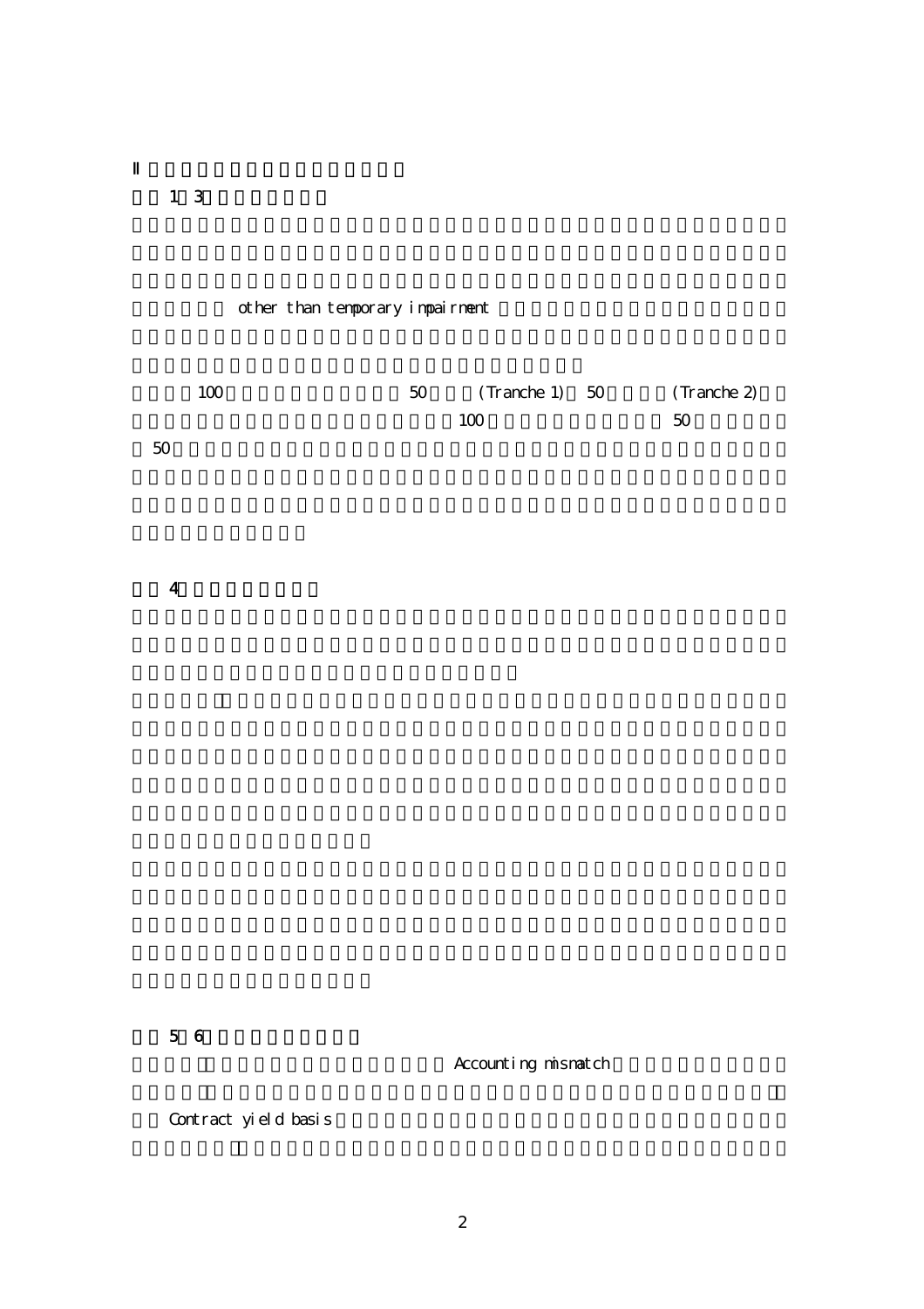II

1 3

other than temporary impairment

100 50 (Tranche 1) 50 (Tranche 2)

100 50

50

4

5 6

Accounting mismatch

Contract yield basis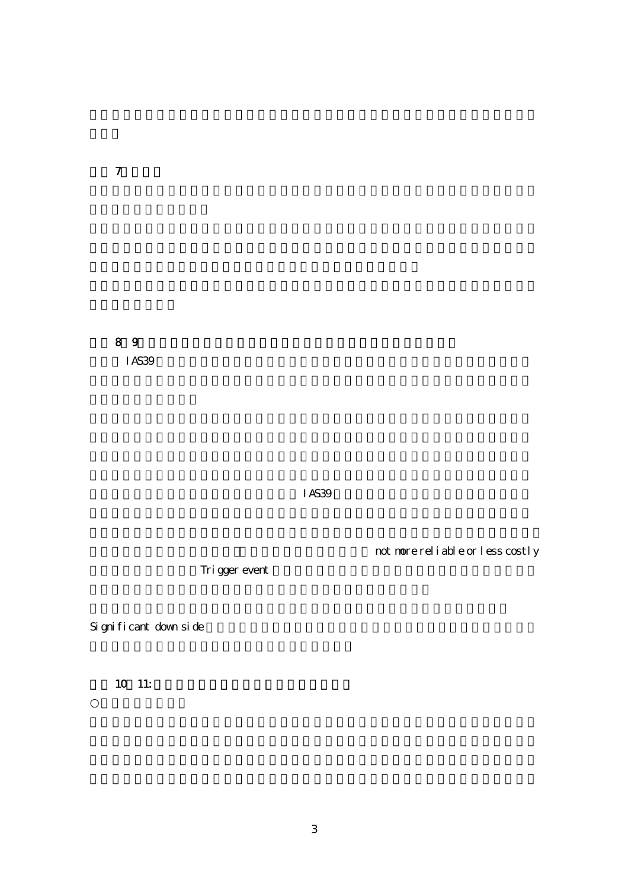7

8 9

IAS39

IAS39

not more reliable or less costly

Trigger event

Significant down side

10 11:

○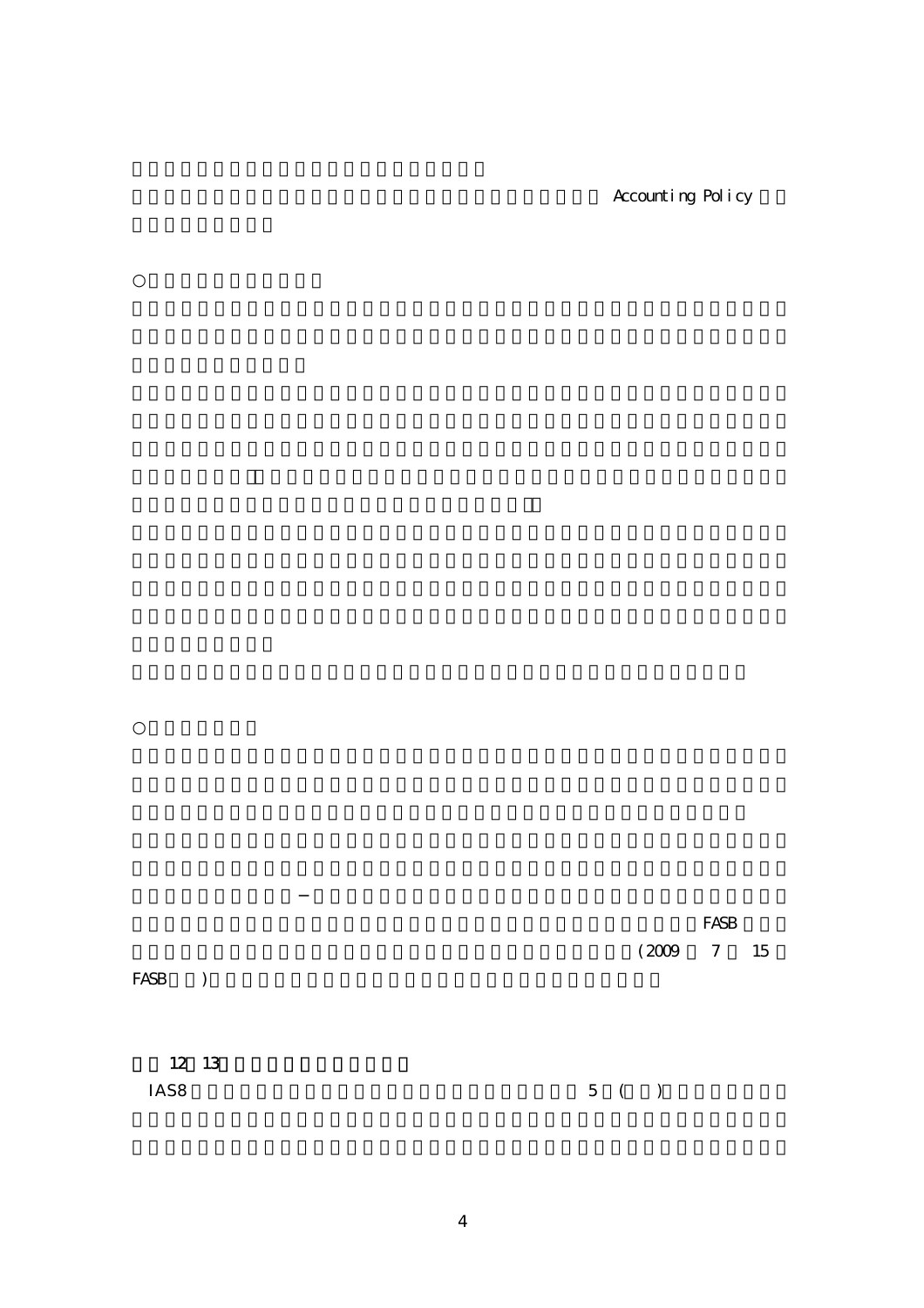Accounting Policy

○

○

−

FASB

(2009　7　15

FASB　)

12　13

IAS8　5 (　)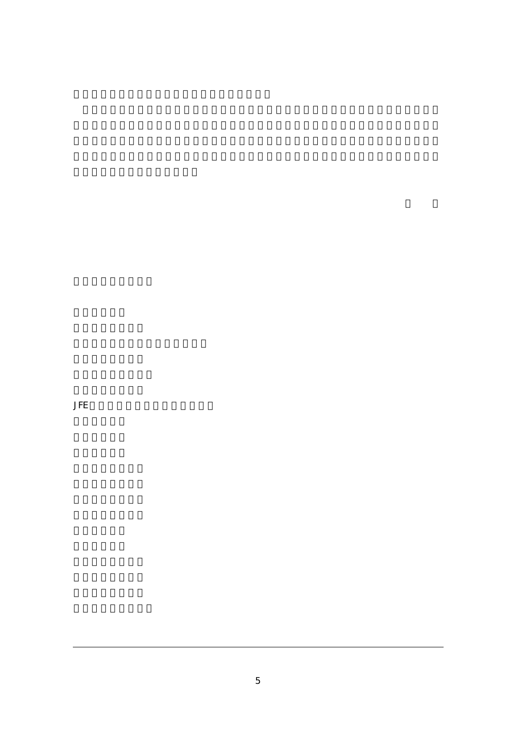JFE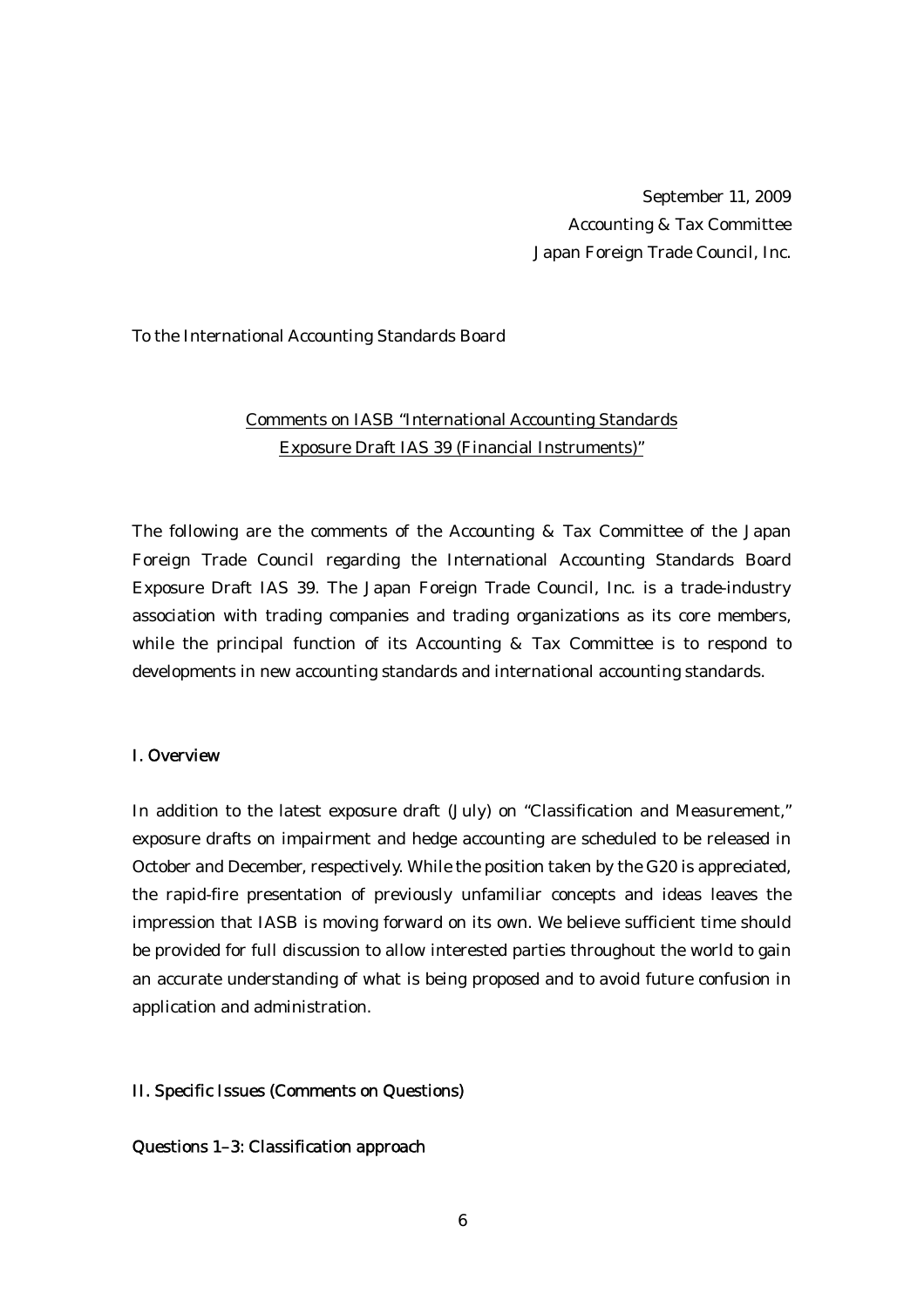September 11, 2009
Accounting & Tax Committee
Japan Foreign Trade Council, Inc.

To the International Accounting Standards Board

## Comments on IASB "International Accounting Standards Exposure Draft IAS 39 (Financial Instruments)"

The following are the comments of the Accounting & Tax Committee of the Japan Foreign Trade Council regarding the International Accounting Standards Board Exposure Draft IAS 39. The Japan Foreign Trade Council, Inc. is a trade-industry association with trading companies and trading organizations as its core members, while the principal function of its Accounting & Tax Committee is to respond to developments in new accounting standards and international accounting standards.

### I. Overview

In addition to the latest exposure draft (July) on "Classification and Measurement," exposure drafts on impairment and hedge accounting are scheduled to be released in October and December, respectively. While the position taken by the G20 is appreciated, the rapid-fire presentation of previously unfamiliar concepts and ideas leaves the impression that IASB is moving forward on its own. We believe sufficient time should be provided for full discussion to allow interested parties throughout the world to gain an accurate understanding of what is being proposed and to avoid future confusion in application and administration.

### II. Specific Issues (Comments on Questions)

#### Questions 1–3: Classification approach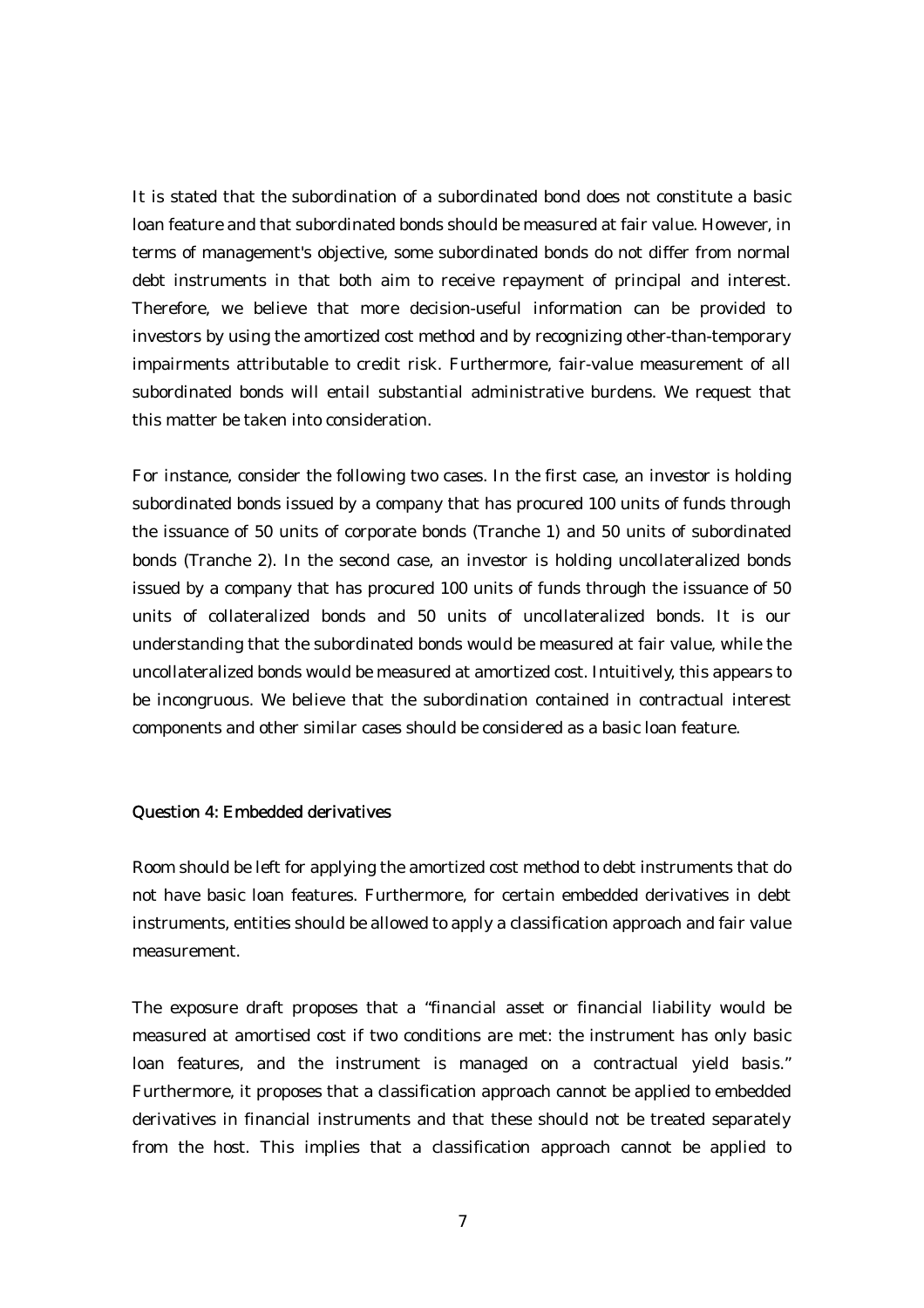It is stated that the subordination of a subordinated bond does not constitute a basic loan feature and that subordinated bonds should be measured at fair value. However, in terms of management's objective, some subordinated bonds do not differ from normal debt instruments in that both aim to receive repayment of principal and interest. Therefore, we believe that more decision-useful information can be provided to investors by using the amortized cost method and by recognizing other-than-temporary impairments attributable to credit risk. Furthermore, fair-value measurement of all subordinated bonds will entail substantial administrative burdens. We request that this matter be taken into consideration.

For instance, consider the following two cases. In the first case, an investor is holding subordinated bonds issued by a company that has procured 100 units of funds through the issuance of 50 units of corporate bonds (Tranche 1) and 50 units of subordinated bonds (Tranche 2). In the second case, an investor is holding uncollateralized bonds issued by a company that has procured 100 units of funds through the issuance of 50 units of collateralized bonds and 50 units of uncollateralized bonds. It is our understanding that the subordinated bonds would be measured at fair value, while the uncollateralized bonds would be measured at amortized cost. Intuitively, this appears to be incongruous. We believe that the subordination contained in contractual interest components and other similar cases should be considered as a basic loan feature.

## Question 4: Embedded derivatives

Room should be left for applying the amortized cost method to debt instruments that do not have basic loan features. Furthermore, for certain embedded derivatives in debt instruments, entities should be allowed to apply a classification approach and fair value measurement.

The exposure draft proposes that a "financial asset or financial liability would be measured at amortised cost if two conditions are met: the instrument has only basic loan features, and the instrument is managed on a contractual yield basis." Furthermore, it proposes that a classification approach cannot be applied to embedded derivatives in financial instruments and that these should not be treated separately from the host. This implies that a classification approach cannot be applied to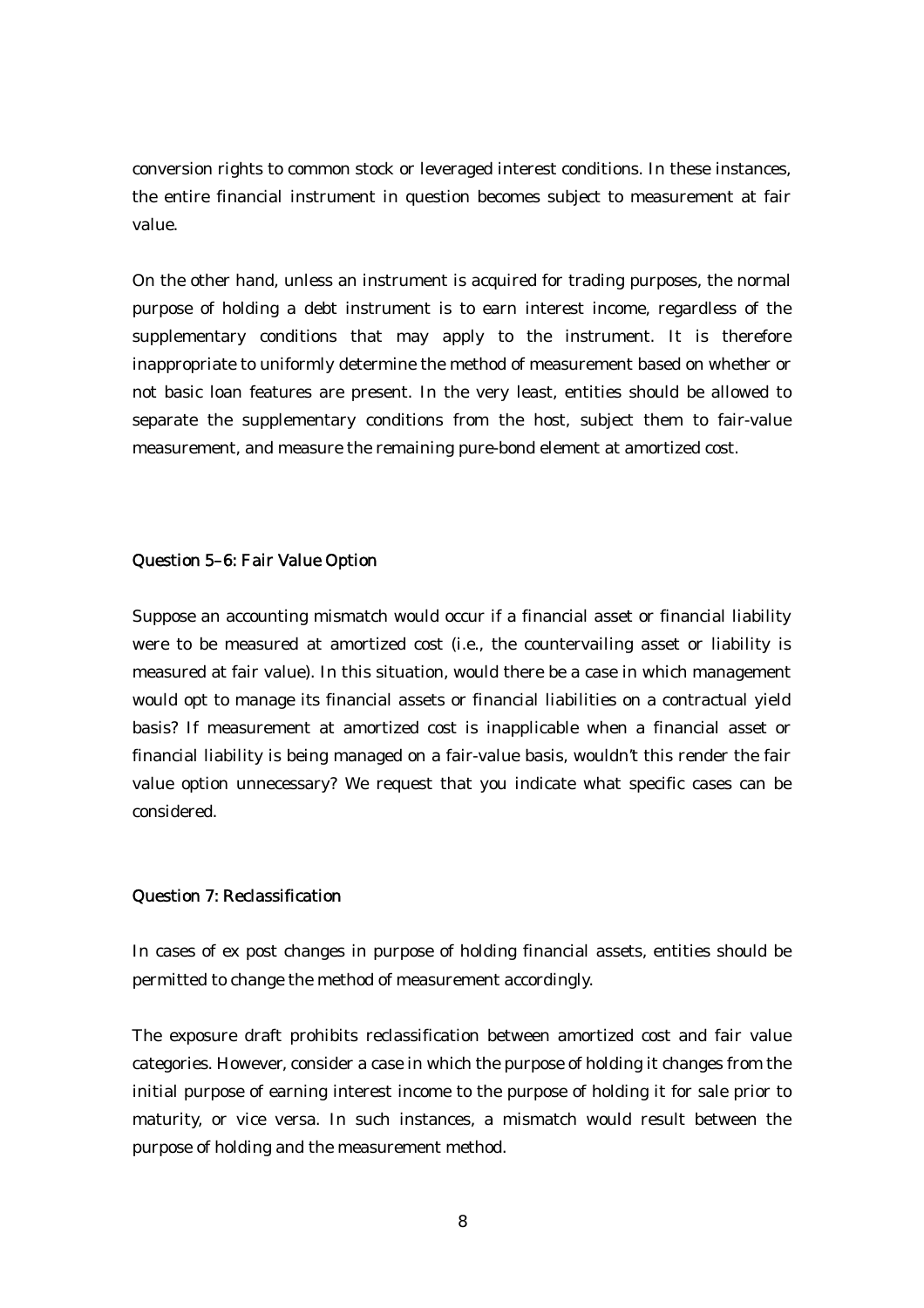conversion rights to common stock or leveraged interest conditions. In these instances, the entire financial instrument in question becomes subject to measurement at fair value.

On the other hand, unless an instrument is acquired for trading purposes, the normal purpose of holding a debt instrument is to earn interest income, regardless of the supplementary conditions that may apply to the instrument. It is therefore inappropriate to uniformly determine the method of measurement based on whether or not basic loan features are present. In the very least, entities should be allowed to separate the supplementary conditions from the host, subject them to fair-value measurement, and measure the remaining pure-bond element at amortized cost.

### Question 5–6: Fair Value Option

Suppose an accounting mismatch would occur if a financial asset or financial liability were to be measured at amortized cost (i.e., the countervailing asset or liability is measured at fair value). In this situation, would there be a case in which management would opt to manage its financial assets or financial liabilities on a contractual yield basis? If measurement at amortized cost is inapplicable when a financial asset or financial liability is being managed on a fair-value basis, wouldn't this render the fair value option unnecessary? We request that you indicate what specific cases can be considered.

### Question 7: Reclassification

In cases of ex post changes in purpose of holding financial assets, entities should be permitted to change the method of measurement accordingly.

The exposure draft prohibits reclassification between amortized cost and fair value categories. However, consider a case in which the purpose of holding it changes from the initial purpose of earning interest income to the purpose of holding it for sale prior to maturity, or vice versa. In such instances, a mismatch would result between the purpose of holding and the measurement method.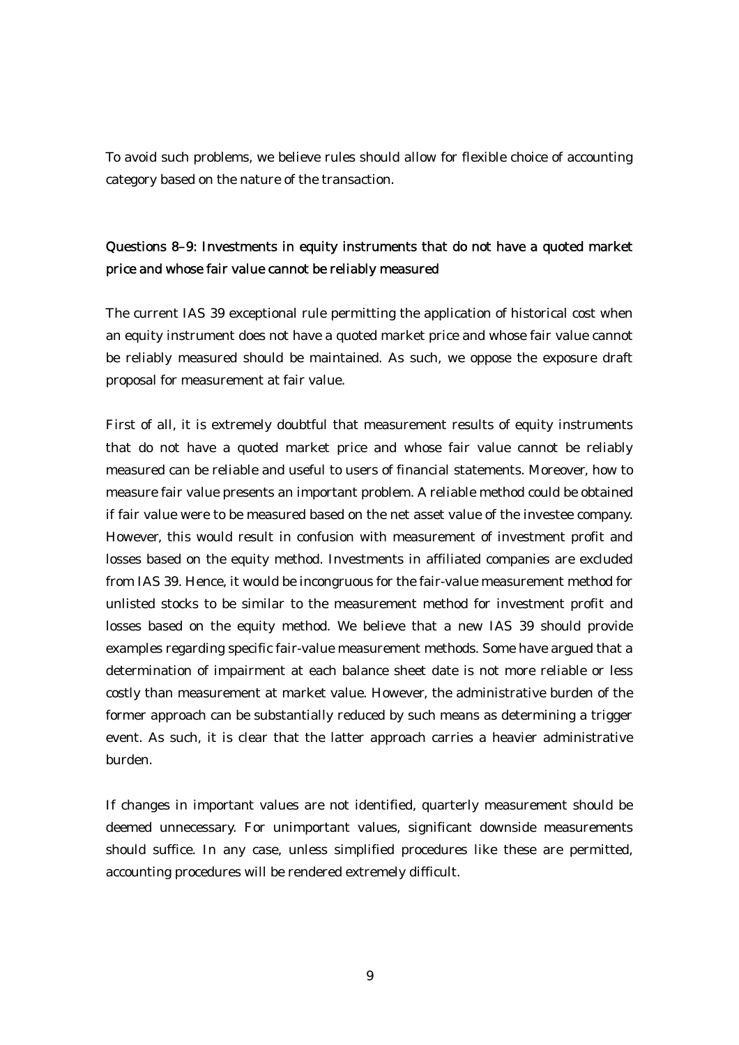To avoid such problems, we believe rules should allow for flexible choice of accounting category based on the nature of the transaction.

### Questions 8–9: Investments in equity instruments that do not have a quoted market price and whose fair value cannot be reliably measured

The current IAS 39 exceptional rule permitting the application of historical cost when an equity instrument does not have a quoted market price and whose fair value cannot be reliably measured should be maintained. As such, we oppose the exposure draft proposal for measurement at fair value.

First of all, it is extremely doubtful that measurement results of equity instruments that do not have a quoted market price and whose fair value cannot be reliably measured can be reliable and useful to users of financial statements. Moreover, how to measure fair value presents an important problem. A reliable method could be obtained if fair value were to be measured based on the net asset value of the investee company. However, this would result in confusion with measurement of investment profit and losses based on the equity method. Investments in affiliated companies are excluded from IAS 39. Hence, it would be incongruous for the fair-value measurement method for unlisted stocks to be similar to the measurement method for investment profit and losses based on the equity method. We believe that a new IAS 39 should provide examples regarding specific fair-value measurement methods. Some have argued that a determination of impairment at each balance sheet date is not more reliable or less costly than measurement at market value. However, the administrative burden of the former approach can be substantially reduced by such means as determining a trigger event. As such, it is clear that the latter approach carries a heavier administrative burden.

If changes in important values are not identified, quarterly measurement should be deemed unnecessary. For unimportant values, significant downside measurements should suffice. In any case, unless simplified procedures like these are permitted, accounting procedures will be rendered extremely difficult.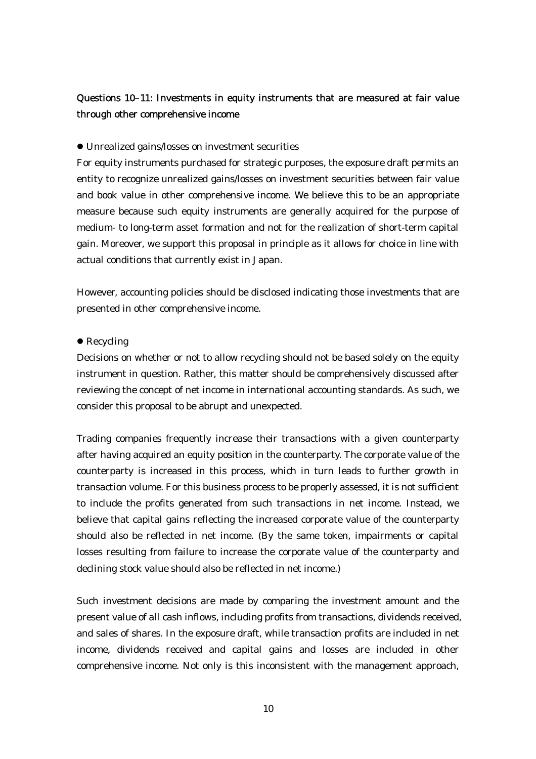### Questions 10–11: Investments in equity instruments that are measured at fair value through other comprehensive income

- Unrealized gains/losses on investment securities

For equity instruments purchased for strategic purposes, the exposure draft permits an entity to recognize unrealized gains/losses on investment securities between fair value and book value in other comprehensive income. We believe this to be an appropriate measure because such equity instruments are generally acquired for the purpose of medium- to long-term asset formation and not for the realization of short-term capital gain. Moreover, we support this proposal in principle as it allows for choice in line with actual conditions that currently exist in Japan.

However, accounting policies should be disclosed indicating those investments that are presented in other comprehensive income.

- Recycling

Decisions on whether or not to allow recycling should not be based solely on the equity instrument in question. Rather, this matter should be comprehensively discussed after reviewing the concept of net income in international accounting standards. As such, we consider this proposal to be abrupt and unexpected.

Trading companies frequently increase their transactions with a given counterparty after having acquired an equity position in the counterparty. The corporate value of the counterparty is increased in this process, which in turn leads to further growth in transaction volume. For this business process to be properly assessed, it is not sufficient to include the profits generated from such transactions in net income. Instead, we believe that capital gains reflecting the increased corporate value of the counterparty should also be reflected in net income. (By the same token, impairments or capital losses resulting from failure to increase the corporate value of the counterparty and declining stock value should also be reflected in net income.)

Such investment decisions are made by comparing the investment amount and the present value of all cash inflows, including profits from transactions, dividends received, and sales of shares. In the exposure draft, while transaction profits are included in net income, dividends received and capital gains and losses are included in other comprehensive income. Not only is this inconsistent with the management approach,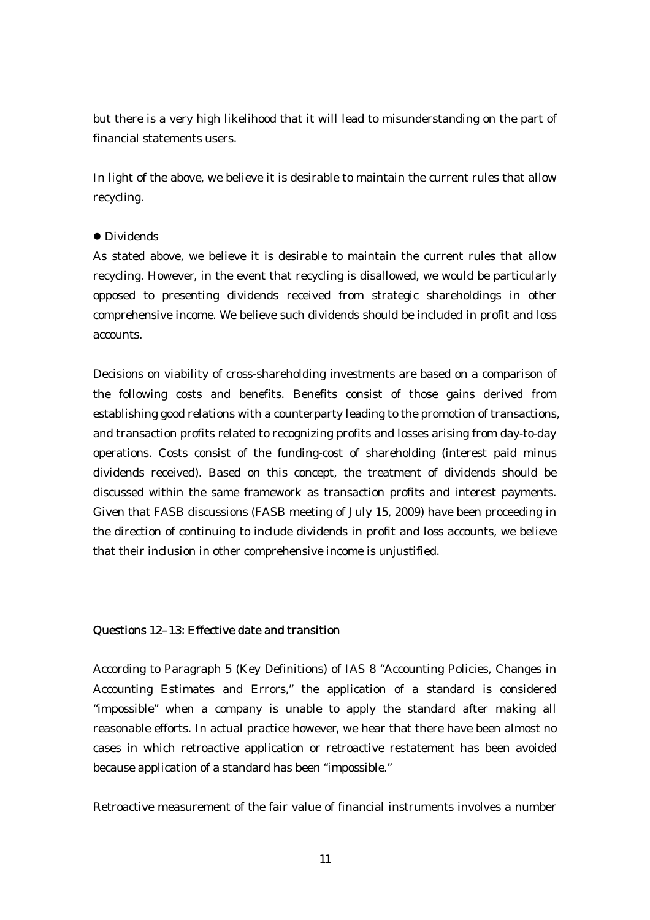but there is a very high likelihood that it will lead to misunderstanding on the part of financial statements users.

In light of the above, we believe it is desirable to maintain the current rules that allow recycling.

- Dividends

As stated above, we believe it is desirable to maintain the current rules that allow recycling. However, in the event that recycling is disallowed, we would be particularly opposed to presenting dividends received from strategic shareholdings in other comprehensive income. We believe such dividends should be included in profit and loss accounts.

Decisions on viability of cross-shareholding investments are based on a comparison of the following costs and benefits. Benefits consist of those gains derived from establishing good relations with a counterparty leading to the promotion of transactions, and transaction profits related to recognizing profits and losses arising from day-to-day operations. Costs consist of the funding-cost of shareholding (interest paid minus dividends received). Based on this concept, the treatment of dividends should be discussed within the same framework as transaction profits and interest payments. Given that FASB discussions (FASB meeting of July 15, 2009) have been proceeding in the direction of continuing to include dividends in profit and loss accounts, we believe that their inclusion in other comprehensive income is unjustified.

**Questions 12–13: Effective date and transition**

According to Paragraph 5 (Key Definitions) of IAS 8 "Accounting Policies, Changes in Accounting Estimates and Errors," the application of a standard is considered "impossible" when a company is unable to apply the standard after making all reasonable efforts. In actual practice however, we hear that there have been almost no cases in which retroactive application or retroactive restatement has been avoided because application of a standard has been "impossible."

Retroactive measurement of the fair value of financial instruments involves a number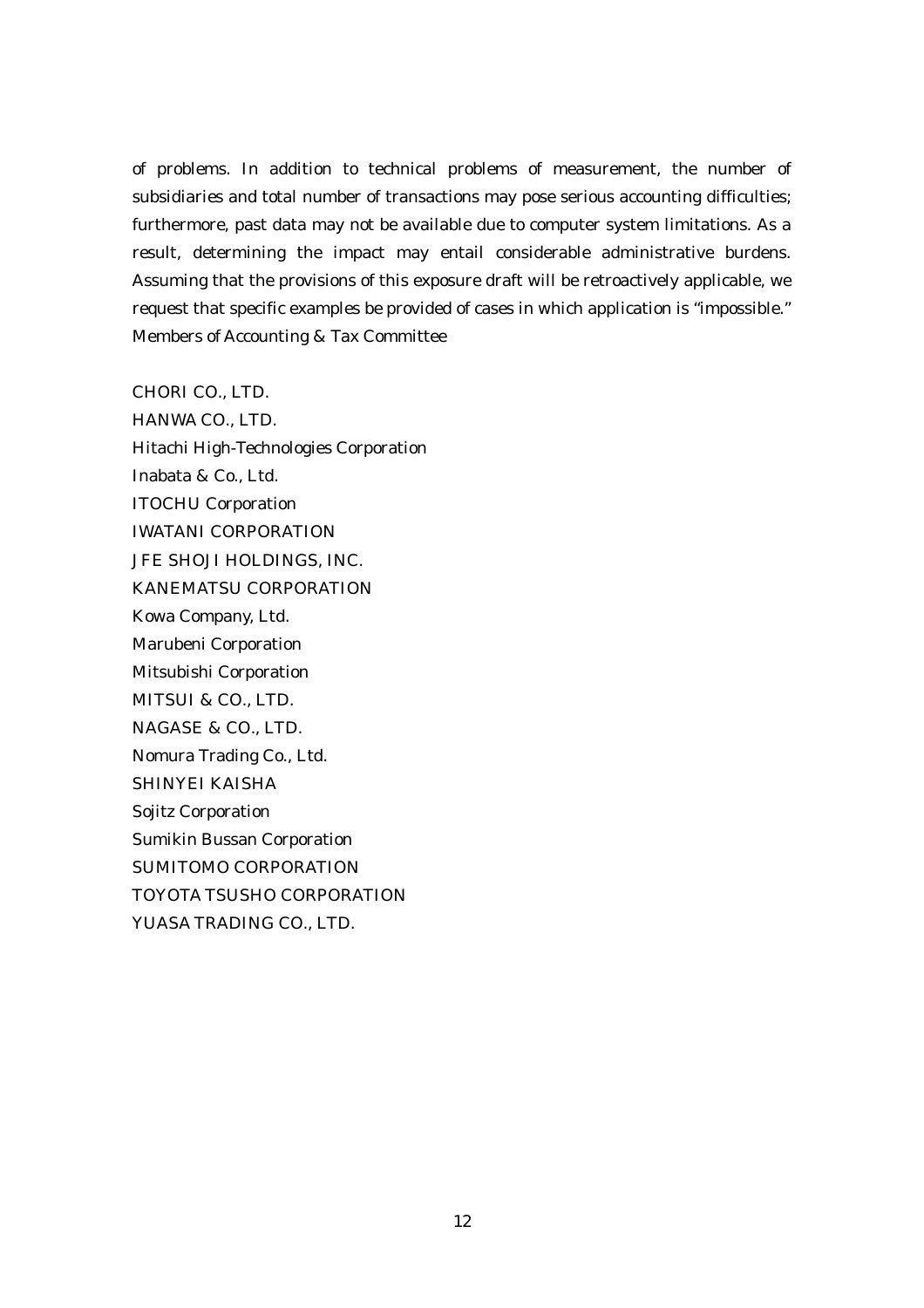of problems. In addition to technical problems of measurement, the number of subsidiaries and total number of transactions may pose serious accounting difficulties; furthermore, past data may not be available due to computer system limitations. As a result, determining the impact may entail considerable administrative burdens. Assuming that the provisions of this exposure draft will be retroactively applicable, we request that specific examples be provided of cases in which application is "impossible."

Members of Accounting & Tax Committee

CHORI CO., LTD.
HANWA CO., LTD.
Hitachi High-Technologies Corporation
Inabata & Co., Ltd.
ITOCHU Corporation
IWATANI CORPORATION
JFE SHOJI HOLDINGS, INC.
KANEMATSU CORPORATION
Kowa Company, Ltd.
Marubeni Corporation
Mitsubishi Corporation
MITSUI & CO., LTD.
NAGASE & CO., LTD.
Nomura Trading Co., Ltd.
SHINYEI KAISHA
Sojitz Corporation
Sumikin Bussan Corporation
SUMITOMO CORPORATION
TOYOTA TSUSHO CORPORATION
YUASA TRADING CO., LTD.